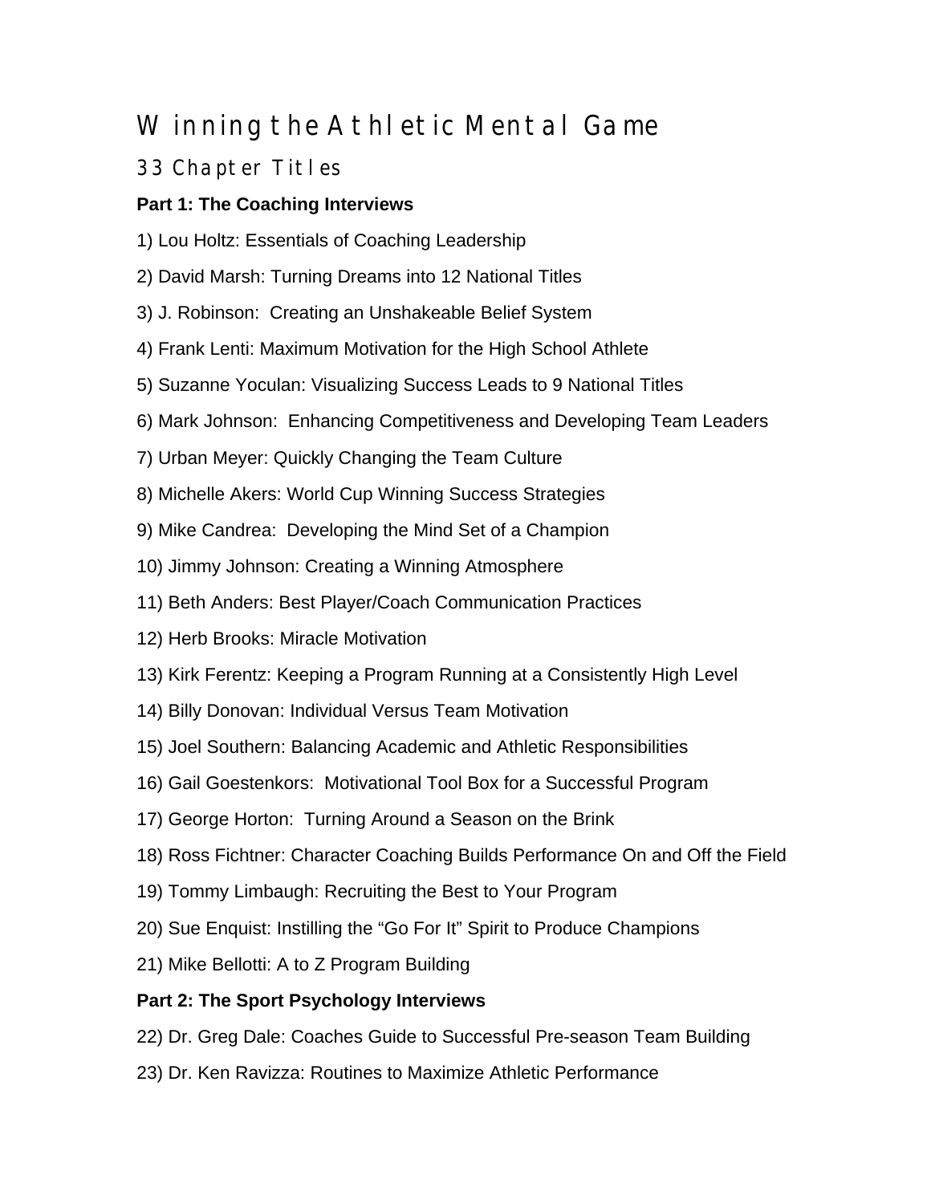# Winning the Athletic Mental Game

## 33 Chapter Titles

**Part 1: The Coaching Interviews**

1) Lou Holtz: Essentials of Coaching Leadership

2) David Marsh: Turning Dreams into 12 National Titles

3) J. Robinson: Creating an Unshakeable Belief System

4) Frank Lenti: Maximum Motivation for the High School Athlete

5) Suzanne Yoculan: Visualizing Success Leads to 9 National Titles

6) Mark Johnson: Enhancing Competitiveness and Developing Team Leaders

7) Urban Meyer: Quickly Changing the Team Culture

8) Michelle Akers: World Cup Winning Success Strategies

9) Mike Candrea: Developing the Mind Set of a Champion

10) Jimmy Johnson: Creating a Winning Atmosphere

11) Beth Anders: Best Player/Coach Communication Practices

12) Herb Brooks: Miracle Motivation

13) Kirk Ferentz: Keeping a Program Running at a Consistently High Level

14) Billy Donovan: Individual Versus Team Motivation

15) Joel Southern: Balancing Academic and Athletic Responsibilities

16) Gail Goestenkors: Motivational Tool Box for a Successful Program

17) George Horton: Turning Around a Season on the Brink

18) Ross Fichtner: Character Coaching Builds Performance On and Off the Field

19) Tommy Limbaugh: Recruiting the Best to Your Program

20) Sue Enquist: Instilling the "Go For It" Spirit to Produce Champions

21) Mike Bellotti: A to Z Program Building

**Part 2: The Sport Psychology Interviews**

22) Dr. Greg Dale: Coaches Guide to Successful Pre-season Team Building

23) Dr. Ken Ravizza: Routines to Maximize Athletic Performance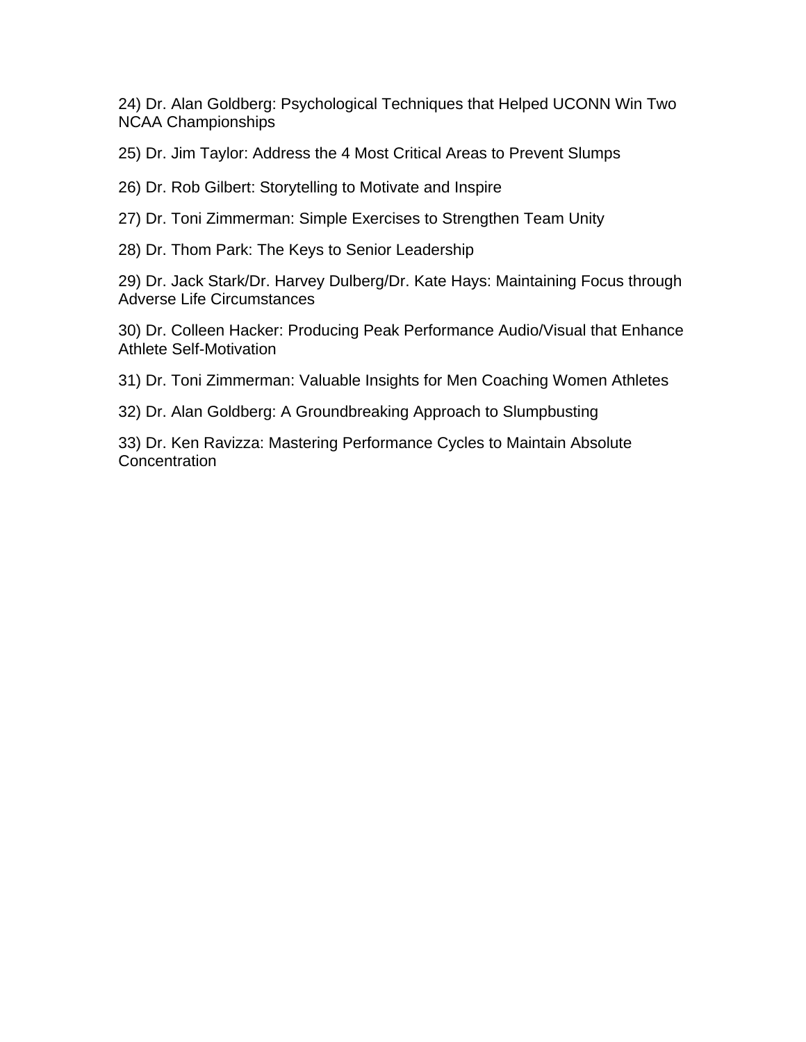24) Dr. Alan Goldberg: Psychological Techniques that Helped UCONN Win Two NCAA Championships

25) Dr. Jim Taylor: Address the 4 Most Critical Areas to Prevent Slumps

26) Dr. Rob Gilbert: Storytelling to Motivate and Inspire

27) Dr. Toni Zimmerman: Simple Exercises to Strengthen Team Unity

28) Dr. Thom Park: The Keys to Senior Leadership

29) Dr. Jack Stark/Dr. Harvey Dulberg/Dr. Kate Hays: Maintaining Focus through Adverse Life Circumstances

30) Dr. Colleen Hacker: Producing Peak Performance Audio/Visual that Enhance Athlete Self-Motivation

31) Dr. Toni Zimmerman: Valuable Insights for Men Coaching Women Athletes

32) Dr. Alan Goldberg: A Groundbreaking Approach to Slumpbusting

33) Dr. Ken Ravizza: Mastering Performance Cycles to Maintain Absolute Concentration